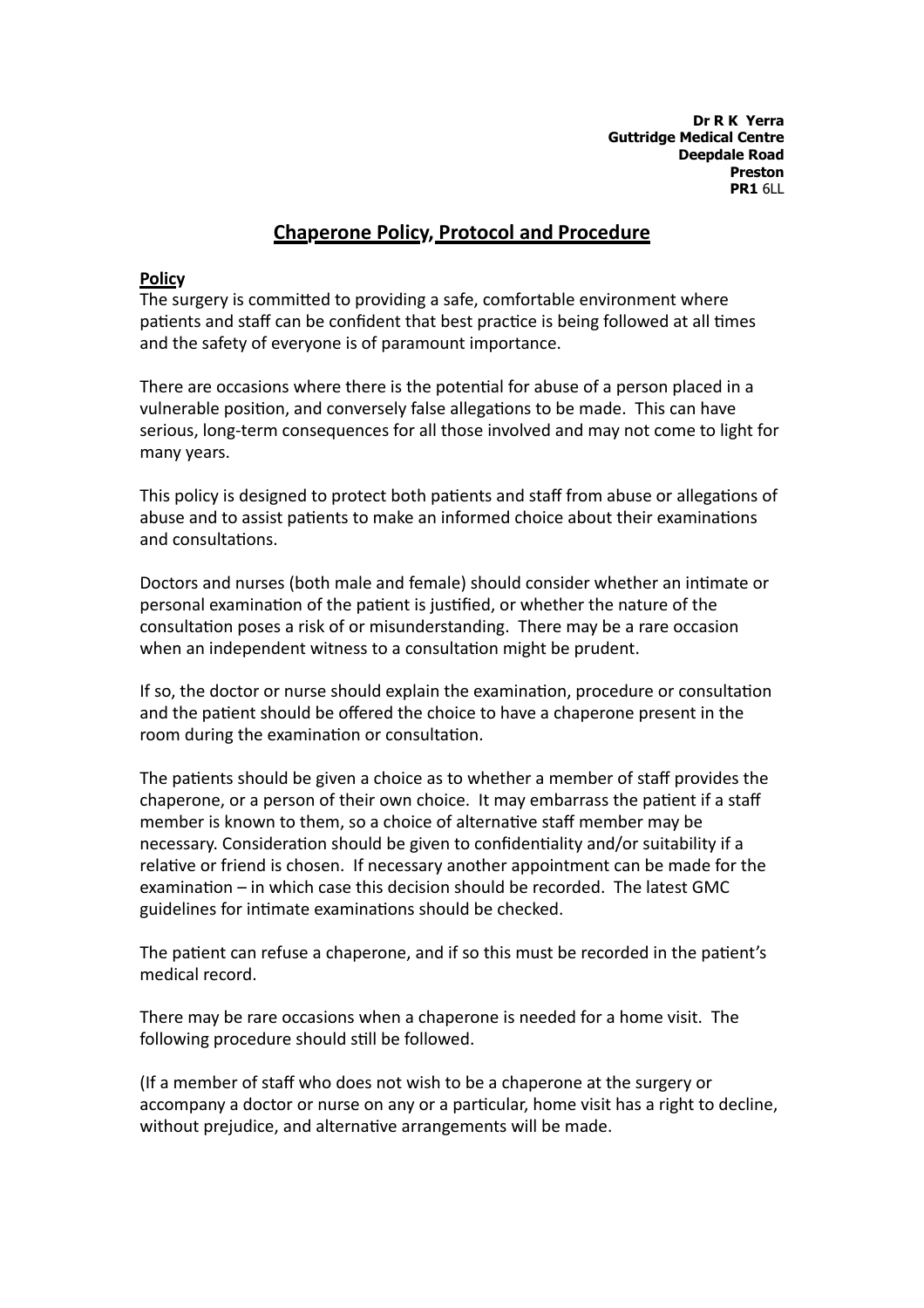**Dr R K Yerra**
**Guttridge Medical Centre**
**Deepdale Road**
**Preston**
**PR1** 6LL

# Chaperone Policy, Protocol and Procedure

## Policy

The surgery is committed to providing a safe, comfortable environment where patients and staff can be confident that best practice is being followed at all times and the safety of everyone is of paramount importance.

There are occasions where there is the potential for abuse of a person placed in a vulnerable position, and conversely false allegations to be made. This can have serious, long-term consequences for all those involved and may not come to light for many years.

This policy is designed to protect both patients and staff from abuse or allegations of abuse and to assist patients to make an informed choice about their examinations and consultations.

Doctors and nurses (both male and female) should consider whether an intimate or personal examination of the patient is justified, or whether the nature of the consultation poses a risk of or misunderstanding. There may be a rare occasion when an independent witness to a consultation might be prudent.

If so, the doctor or nurse should explain the examination, procedure or consultation and the patient should be offered the choice to have a chaperone present in the room during the examination or consultation.

The patients should be given a choice as to whether a member of staff provides the chaperone, or a person of their own choice. It may embarrass the patient if a staff member is known to them, so a choice of alternative staff member may be necessary. Consideration should be given to confidentiality and/or suitability if a relative or friend is chosen. If necessary another appointment can be made for the examination – in which case this decision should be recorded. The latest GMC guidelines for intimate examinations should be checked.

The patient can refuse a chaperone, and if so this must be recorded in the patient's medical record.

There may be rare occasions when a chaperone is needed for a home visit. The following procedure should still be followed.

(If a member of staff who does not wish to be a chaperone at the surgery or accompany a doctor or nurse on any or a particular, home visit has a right to decline, without prejudice, and alternative arrangements will be made.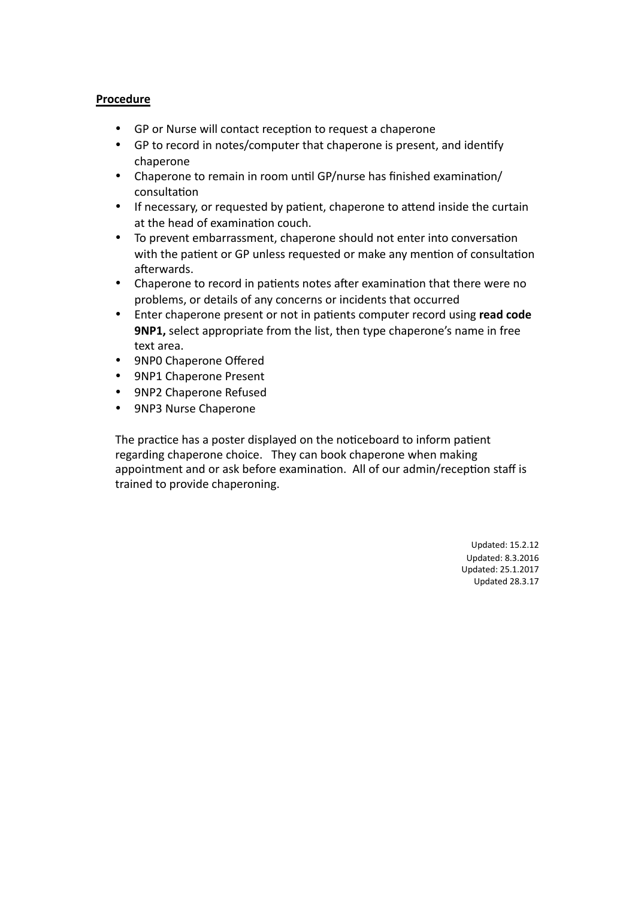**Procedure**

- GP or Nurse will contact reception to request a chaperone
- GP to record in notes/computer that chaperone is present, and identify chaperone
- Chaperone to remain in room until GP/nurse has finished examination/ consultation
- If necessary, or requested by patient, chaperone to attend inside the curtain at the head of examination couch.
- To prevent embarrassment, chaperone should not enter into conversation with the patient or GP unless requested or make any mention of consultation afterwards.
- Chaperone to record in patients notes after examination that there were no problems, or details of any concerns or incidents that occurred
- Enter chaperone present or not in patients computer record using **read code 9NP1,** select appropriate from the list, then type chaperone's name in free text area.
- 9NP0 Chaperone Offered
- 9NP1 Chaperone Present
- 9NP2 Chaperone Refused
- 9NP3 Nurse Chaperone

The practice has a poster displayed on the noticeboard to inform patient regarding chaperone choice. They can book chaperone when making appointment and or ask before examination. All of our admin/reception staff is trained to provide chaperoning.

Updated: 15.2.12
Updated: 8.3.2016
Updated: 25.1.2017
Updated 28.3.17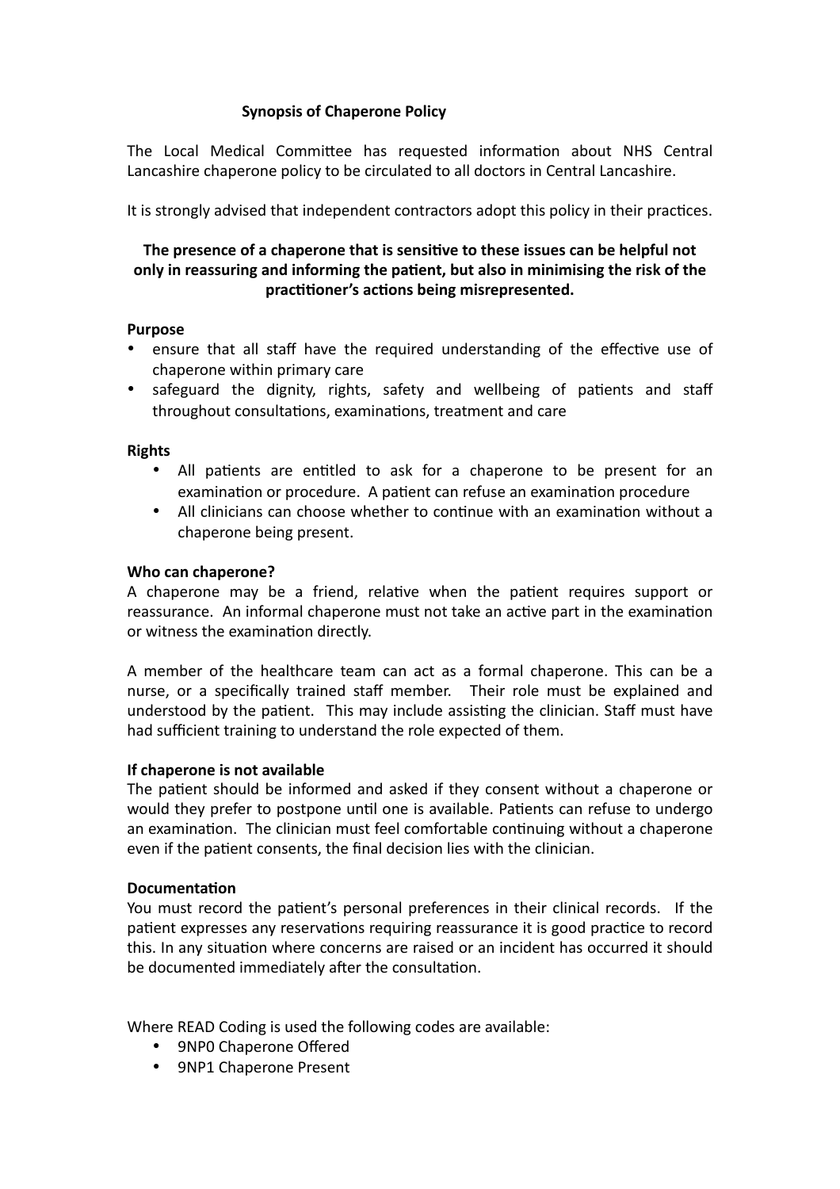## Synopsis of Chaperone Policy

The Local Medical Committee has requested information about NHS Central Lancashire chaperone policy to be circulated to all doctors in Central Lancashire.

It is strongly advised that independent contractors adopt this policy in their practices.

**The presence of a chaperone that is sensitive to these issues can be helpful not only in reassuring and informing the patient, but also in minimising the risk of the practitioner's actions being misrepresented.**

**Purpose**

- ensure that all staff have the required understanding of the effective use of chaperone within primary care
- safeguard the dignity, rights, safety and wellbeing of patients and staff throughout consultations, examinations, treatment and care

**Rights**

- All patients are entitled to ask for a chaperone to be present for an examination or procedure. A patient can refuse an examination procedure
- All clinicians can choose whether to continue with an examination without a chaperone being present.

**Who can chaperone?**

A chaperone may be a friend, relative when the patient requires support or reassurance. An informal chaperone must not take an active part in the examination or witness the examination directly.

A member of the healthcare team can act as a formal chaperone. This can be a nurse, or a specifically trained staff member. Their role must be explained and understood by the patient. This may include assisting the clinician. Staff must have had sufficient training to understand the role expected of them.

**If chaperone is not available**

The patient should be informed and asked if they consent without a chaperone or would they prefer to postpone until one is available. Patients can refuse to undergo an examination. The clinician must feel comfortable continuing without a chaperone even if the patient consents, the final decision lies with the clinician.

**Documentation**

You must record the patient's personal preferences in their clinical records. If the patient expresses any reservations requiring reassurance it is good practice to record this. In any situation where concerns are raised or an incident has occurred it should be documented immediately after the consultation.

Where READ Coding is used the following codes are available:

- 9NP0 Chaperone Offered
- 9NP1 Chaperone Present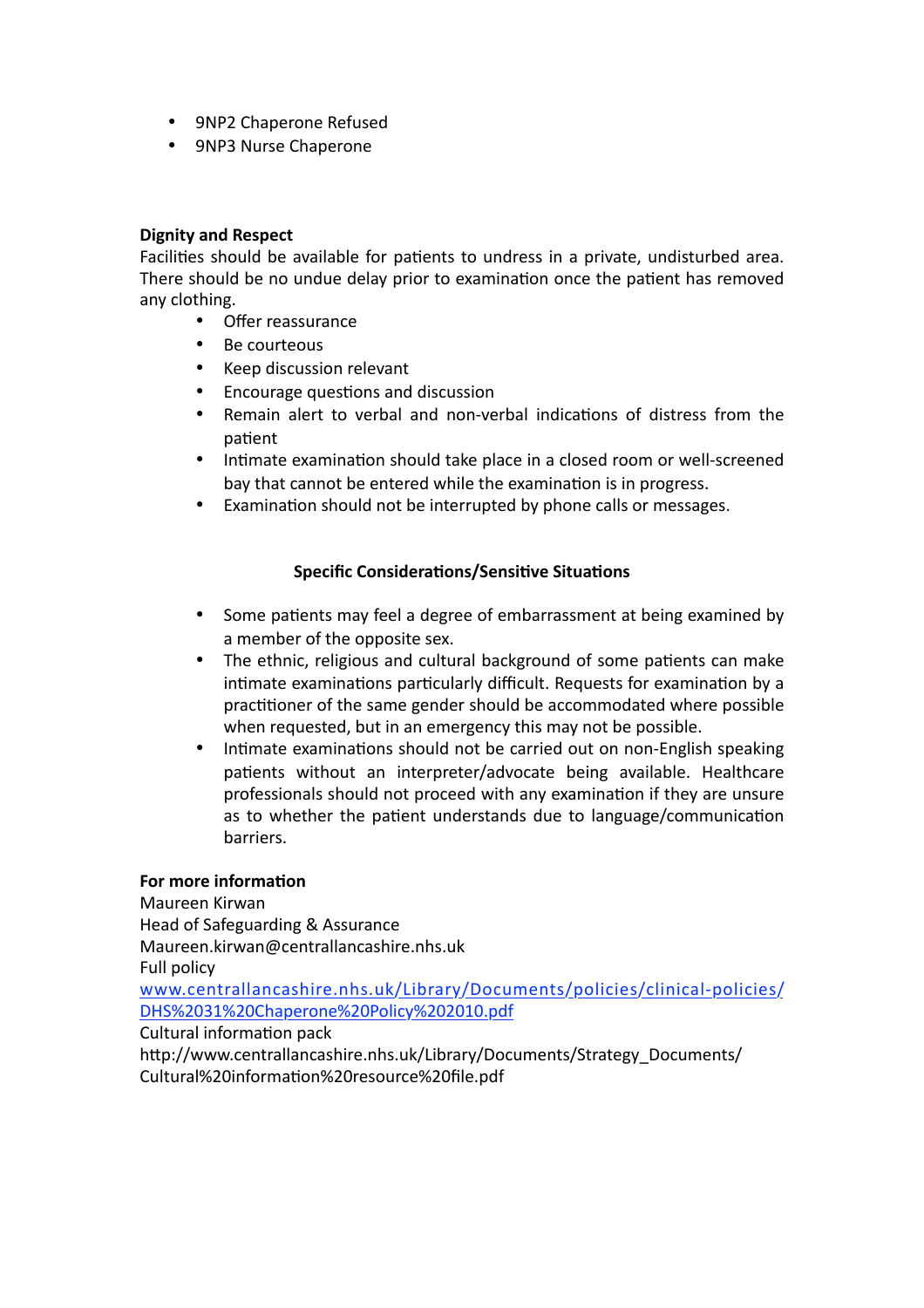- 9NP2 Chaperone Refused
- 9NP3 Nurse Chaperone

**Dignity and Respect**

Facilities should be available for patients to undress in a private, undisturbed area. There should be no undue delay prior to examination once the patient has removed any clothing.

- Offer reassurance
- Be courteous
- Keep discussion relevant
- Encourage questions and discussion
- Remain alert to verbal and non-verbal indications of distress from the patient
- Intimate examination should take place in a closed room or well-screened bay that cannot be entered while the examination is in progress.
- Examination should not be interrupted by phone calls or messages.

**Specific Considerations/Sensitive Situations**

- Some patients may feel a degree of embarrassment at being examined by a member of the opposite sex.
- The ethnic, religious and cultural background of some patients can make intimate examinations particularly difficult. Requests for examination by a practitioner of the same gender should be accommodated where possible when requested, but in an emergency this may not be possible.
- Intimate examinations should not be carried out on non-English speaking patients without an interpreter/advocate being available. Healthcare professionals should not proceed with any examination if they are unsure as to whether the patient understands due to language/communication barriers.

**For more information**

Maureen Kirwan
Head of Safeguarding & Assurance
Maureen.kirwan@centrallancashire.nhs.uk
Full policy
[www.centrallancashire.nhs.uk/Library/Documents/policies/clinical-policies/DHS%2031%20Chaperone%20Policy%202010.pdf](www.centrallancashire.nhs.uk/Library/Documents/policies/clinical-policies/DHS%2031%20Chaperone%20Policy%202010.pdf)
Cultural information pack
http://www.centrallancashire.nhs.uk/Library/Documents/Strategy_Documents/Cultural%20information%20resource%20file.pdf